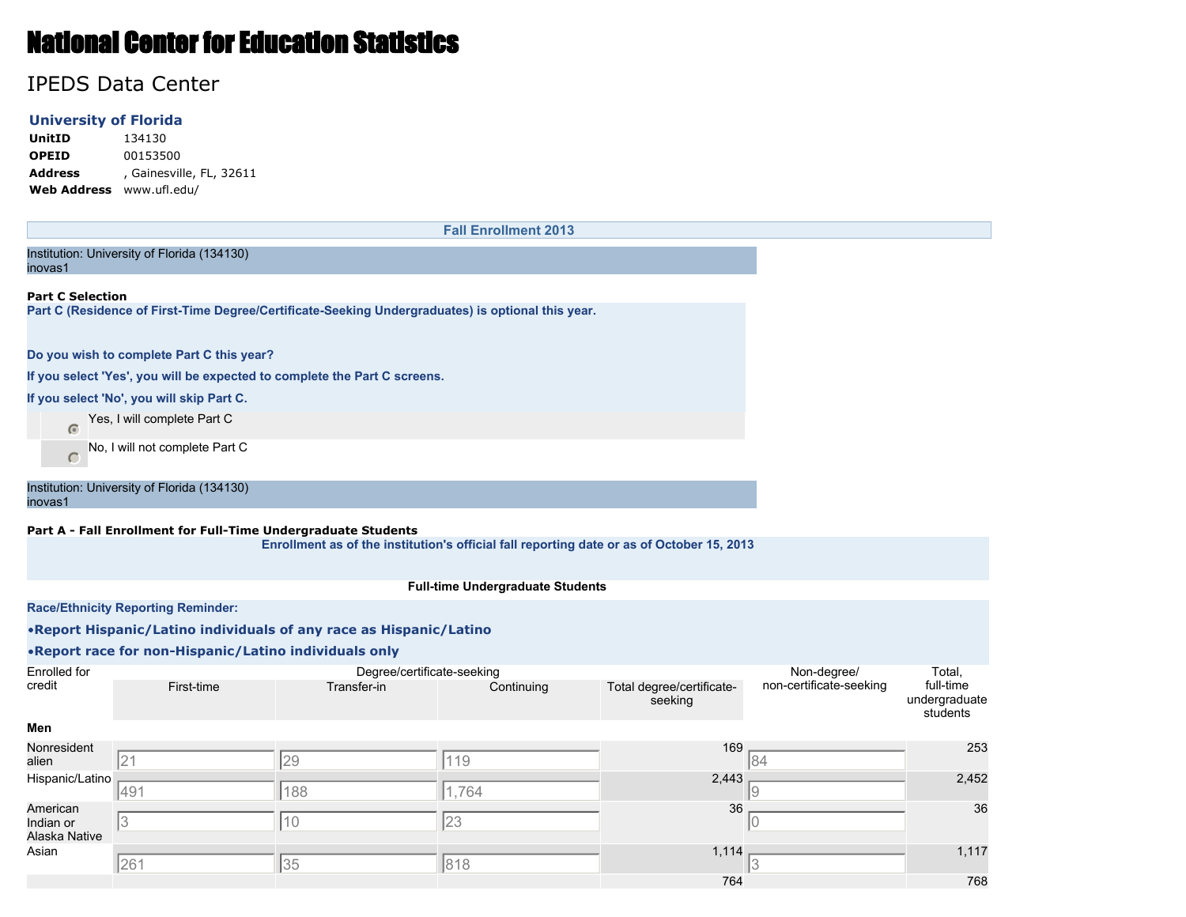# National Center for Education Statistics

## IPEDS Data Center

### University of Florida

**UnitID** 134130
**OPEID** 00153500
**Address** , Gainesville, FL, 32611
**Web Address** www.ufl.edu/

**Fall Enrollment 2013**

Institution: University of Florida (134130)
inovas1

**Part C Selection**

**Part C (Residence of First-Time Degree/Certificate-Seeking Undergraduates) is optional this year.**

**Do you wish to complete Part C this year?**

**If you select 'Yes', you will be expected to complete the Part C screens.**

**If you select 'No', you will skip Part C.**

- (selected) Yes, I will complete Part C
- No, I will not complete Part C

Institution: University of Florida (134130)
inovas1

**Part A - Fall Enrollment for Full-Time Undergraduate Students**

**Enrollment as of the institution's official fall reporting date or as of October 15, 2013**

**Full-time Undergraduate Students**

**Race/Ethnicity Reporting Reminder:**

- **Report Hispanic/Latino individuals of any race as Hispanic/Latino**
- **Report race for non-Hispanic/Latino individuals only**

| Enrolled for credit | Degree/certificate-seeking | | | | Non-degree/ non-certificate-seeking | Total, full-time undergraduate students |
|---|---|---|---|---|---|---|
| | First-time | Transfer-in | Continuing | Total degree/certificate-seeking | | |
| **Men** | | | | | | |
| Nonresident alien | 21 | 29 | 119 | 169 | 84 | 253 |
| Hispanic/Latino | 491 | 188 | 1,764 | 2,443 | 9 | 2,452 |
| American Indian or Alaska Native | 3 | 10 | 23 | 36 | 0 | 36 |
| Asian | 261 | 35 | 818 | 1,114 | 3 | 1,117 |
| | | | | 764 | | 768 |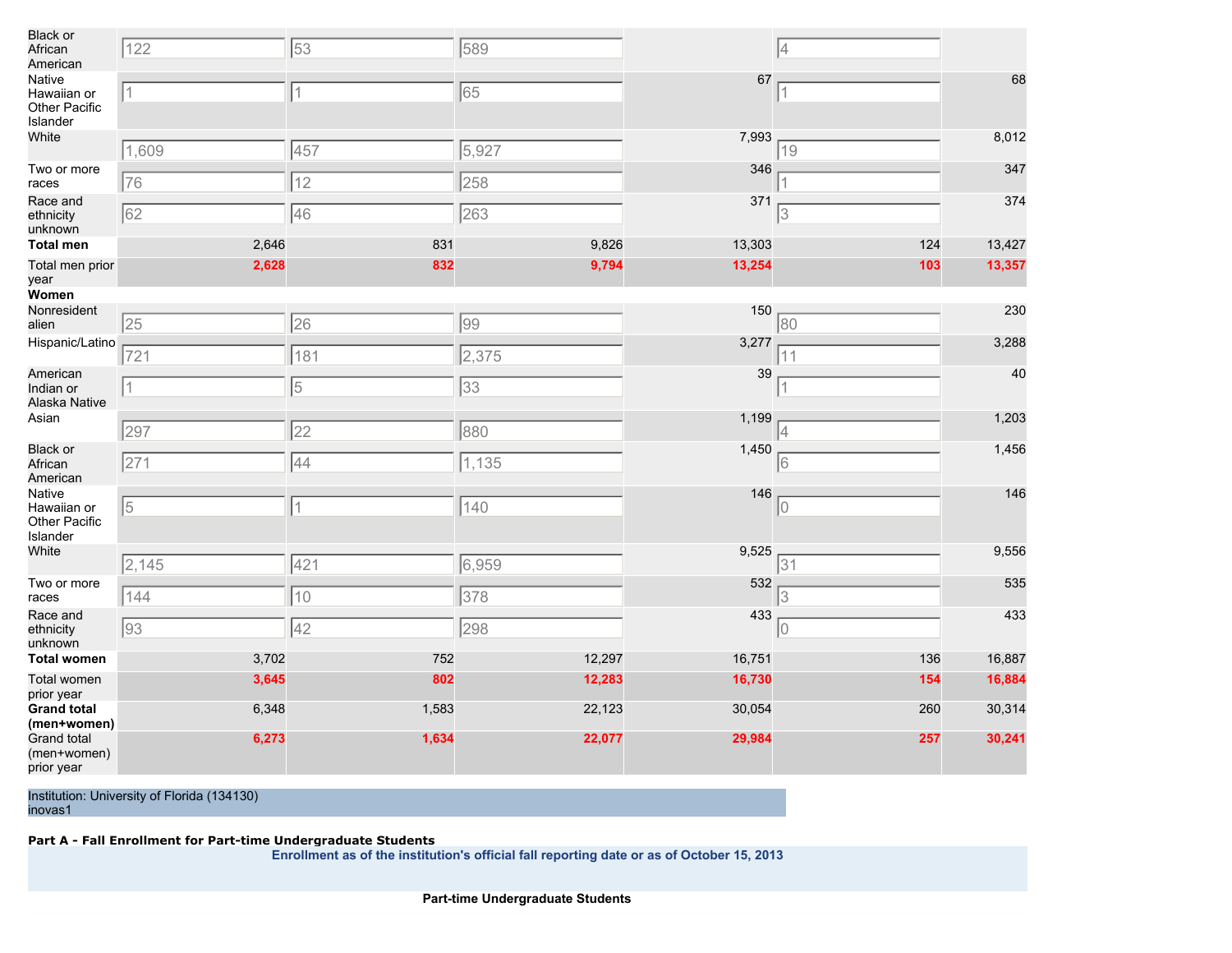| | | | | | | |
|---|---|---|---|---|---|---|
| Black or African American | 122 | 53 | 589 | | 4 | |
| Native Hawaiian or Other Pacific Islander | 1 | 1 | 65 | 67 | 1 | 68 |
| White | 1,609 | 457 | 5,927 | 7,993 | 19 | 8,012 |
| Two or more races | 76 | 12 | 258 | 346 | 1 | 347 |
| Race and ethnicity unknown | 62 | 46 | 263 | 371 | 3 | 374 |
| **Total men** | 2,646 | 831 | 9,826 | 13,303 | 124 | 13,427 |
| Total men prior year | 2,628 | 832 | 9,794 | 13,254 | 103 | 13,357 |
| **Women** | | | | | | |
| Nonresident alien | 25 | 26 | 99 | 150 | 80 | 230 |
| Hispanic/Latino | 721 | 181 | 2,375 | 3,277 | 11 | 3,288 |
| American Indian or Alaska Native | 1 | 5 | 33 | 39 | 1 | 40 |
| Asian | 297 | 22 | 880 | 1,199 | 4 | 1,203 |
| Black or African American | 271 | 44 | 1,135 | 1,450 | 6 | 1,456 |
| Native Hawaiian or Other Pacific Islander | 5 | 1 | 140 | 146 | 0 | 146 |
| White | 2,145 | 421 | 6,959 | 9,525 | 31 | 9,556 |
| Two or more races | 144 | 10 | 378 | 532 | 3 | 535 |
| Race and ethnicity unknown | 93 | 42 | 298 | 433 | 0 | 433 |
| **Total women** | 3,702 | 752 | 12,297 | 16,751 | 136 | 16,887 |
| Total women prior year | 3,645 | 802 | 12,283 | 16,730 | 154 | 16,884 |
| **Grand total (men+women)** | 6,348 | 1,583 | 22,123 | 30,054 | 260 | 30,314 |
| Grand total (men+women) prior year | 6,273 | 1,634 | 22,077 | 29,984 | 257 | 30,241 |

Institution: University of Florida (134130)
inovas1

**Part A - Fall Enrollment for Part-time Undergraduate Students**

**Enrollment as of the institution's official fall reporting date or as of October 15, 2013**

**Part-time Undergraduate Students**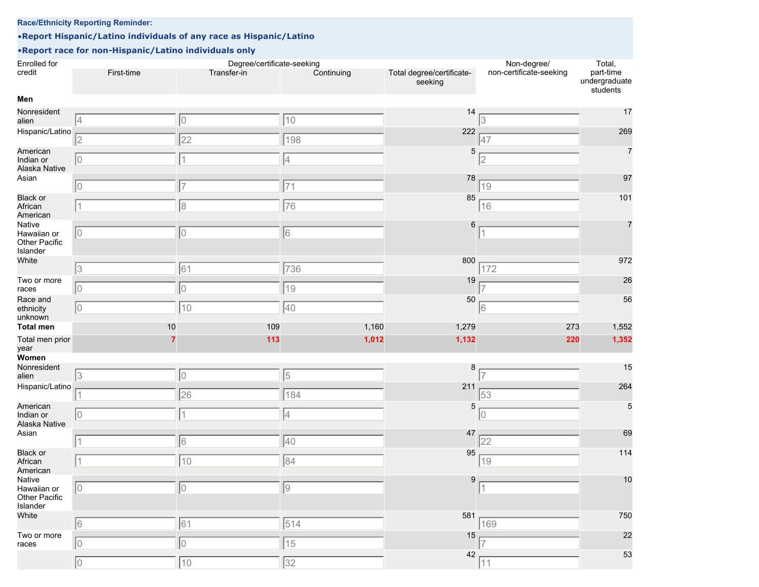**Race/Ethnicity Reporting Reminder:**

- **Report Hispanic/Latino individuals of any race as Hispanic/Latino**
- **Report race for non-Hispanic/Latino individuals only**

| Enrolled for credit | Degree/certificate-seeking First-time | Transfer-in | Continuing | Total degree/certificate-seeking | Non-degree/ non-certificate-seeking | Total, part-time undergraduate students |
|---|---|---|---|---|---|---|
| **Men** | | | | | | |
| Nonresident alien | 4 | 0 | 10 | 14 | 3 | 17 |
| Hispanic/Latino | 2 | 22 | 198 | 222 | 47 | 269 |
| American Indian or Alaska Native | 0 | 1 | 4 | 5 | 2 | 7 |
| Asian | 0 | 7 | 71 | 78 | 19 | 97 |
| Black or African American | 1 | 8 | 76 | 85 | 16 | 101 |
| Native Hawaiian or Other Pacific Islander | 0 | 0 | 6 | 6 | 1 | 7 |
| White | 3 | 61 | 736 | 800 | 172 | 972 |
| Two or more races | 0 | 0 | 19 | 19 | 7 | 26 |
| Race and ethnicity unknown | 0 | 10 | 40 | 50 | 6 | 56 |
| **Total men** | 10 | 109 | 1,160 | 1,279 | 273 | 1,552 |
| Total men prior year | **7** | **113** | **1,012** | **1,132** | **220** | **1,352** |
| **Women** | | | | | | |
| Nonresident alien | 3 | 0 | 5 | 8 | 7 | 15 |
| Hispanic/Latino | 1 | 26 | 184 | 211 | 53 | 264 |
| American Indian or Alaska Native | 0 | 1 | 4 | 5 | 0 | 5 |
| Asian | 1 | 6 | 40 | 47 | 22 | 69 |
| Black or African American | 1 | 10 | 84 | 95 | 19 | 114 |
| Native Hawaiian or Other Pacific Islander | 0 | 0 | 9 | 9 | 1 | 10 |
| White | 6 | 61 | 514 | 581 | 169 | 750 |
| Two or more races | 0 | 0 | 15 | 15 | 7 | 22 |
| | 0 | 10 | 32 | 42 | 11 | 53 |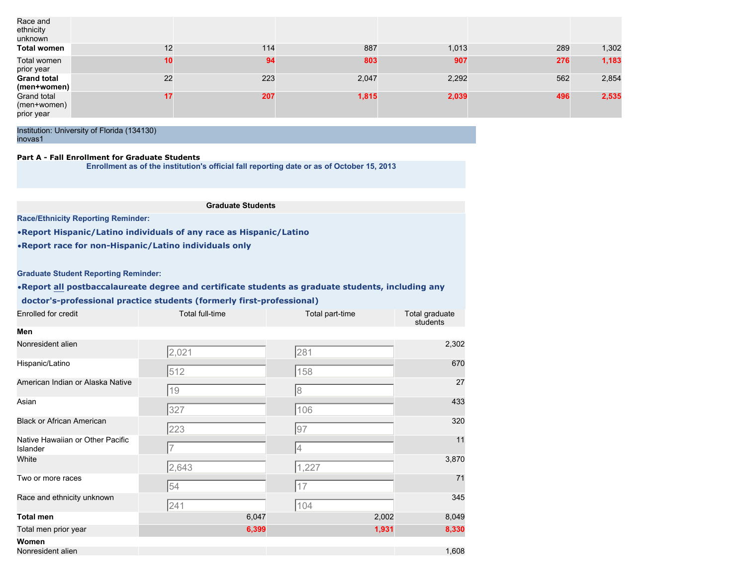| | | | | | | |
|---|---|---|---|---|---|---|
| Race and ethnicity unknown | | | | | | |
| **Total women** | 12 | 114 | 887 | 1,013 | 289 | 1,302 |
| Total women prior year | **10** | **94** | **803** | **907** | **276** | **1,183** |
| **Grand total (men+women)** | 22 | 223 | 2,047 | 2,292 | 562 | 2,854 |
| Grand total (men+women) prior year | **17** | **207** | **1,815** | **2,039** | **496** | **2,535** |

Institution: University of Florida (134130)
inovas1

**Part A - Fall Enrollment for Graduate Students**

**Enrollment as of the institution's official fall reporting date or as of October 15, 2013**

**Graduate Students**

**Race/Ethnicity Reporting Reminder:**

- **Report Hispanic/Latino individuals of any race as Hispanic/Latino**
- **Report race for non-Hispanic/Latino individuals only**

**Graduate Student Reporting Reminder:**

- **Report all postbaccalaureate degree and certificate students as graduate students, including any doctor's-professional practice students (formerly first-professional)**

| Enrolled for credit | Total full-time | Total part-time | Total graduate students |
|---|---|---|---|
| **Men** | | | |
| Nonresident alien | 2,021 | 281 | 2,302 |
| Hispanic/Latino | 512 | 158 | 670 |
| American Indian or Alaska Native | 19 | 8 | 27 |
| Asian | 327 | 106 | 433 |
| Black or African American | 223 | 97 | 320 |
| Native Hawaiian or Other Pacific Islander | 7 | 4 | 11 |
| White | 2,643 | 1,227 | 3,870 |
| Two or more races | 54 | 17 | 71 |
| Race and ethnicity unknown | 241 | 104 | 345 |
| **Total men** | 6,047 | 2,002 | 8,049 |
| Total men prior year | **6,399** | **1,931** | **8,330** |
| **Women** | | | |
| Nonresident alien | | | 1,608 |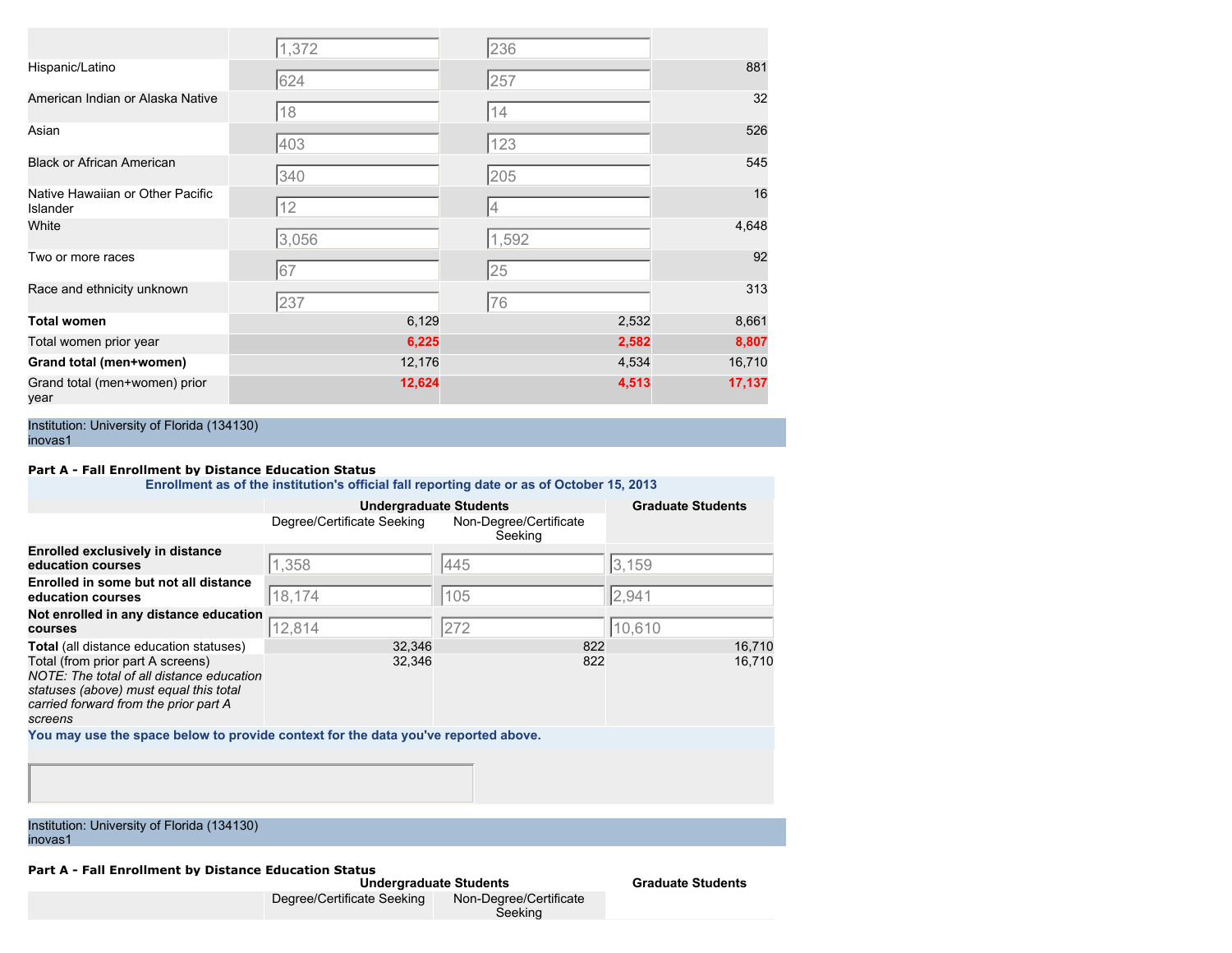| | | | |
|---|---|---|---|
| | 1,372 | 236 | |
| Hispanic/Latino | 624 | 257 | 881 |
| American Indian or Alaska Native | 18 | 14 | 32 |
| Asian | 403 | 123 | 526 |
| Black or African American | 340 | 205 | 545 |
| Native Hawaiian or Other Pacific Islander | 12 | 4 | 16 |
| White | 3,056 | 1,592 | 4,648 |
| Two or more races | 67 | 25 | 92 |
| Race and ethnicity unknown | 237 | 76 | 313 |
| **Total women** | 6,129 | 2,532 | 8,661 |
| Total women prior year | **6,225** | **2,582** | **8,807** |
| **Grand total (men+women)** | 12,176 | 4,534 | 16,710 |
| Grand total (men+women) prior year | **12,624** | **4,513** | **17,137** |

Institution: University of Florida (134130)
inovas1

**Part A - Fall Enrollment by Distance Education Status**

**Enrollment as of the institution's official fall reporting date or as of October 15, 2013**

| | **Undergraduate Students** | | **Graduate Students** |
|---|---|---|---|
| | Degree/Certificate Seeking | Non-Degree/Certificate Seeking | |
| **Enrolled exclusively in distance education courses** | 1,358 | 445 | 3,159 |
| **Enrolled in some but not all distance education courses** | 18,174 | 105 | 2,941 |
| **Not enrolled in any distance education courses** | 12,814 | 272 | 10,610 |
| **Total** (all distance education statuses) | 32,346 | 822 | 16,710 |
| Total (from prior part A screens) *NOTE: The total of all distance education statuses (above) must equal this total carried forward from the prior part A screens* | 32,346 | 822 | 16,710 |

**You may use the space below to provide context for the data you've reported above.**

Institution: University of Florida (134130)
inovas1

**Part A - Fall Enrollment by Distance Education Status**

| | **Undergraduate Students** | | **Graduate Students** |
|---|---|---|---|
| | Degree/Certificate Seeking | Non-Degree/Certificate Seeking | |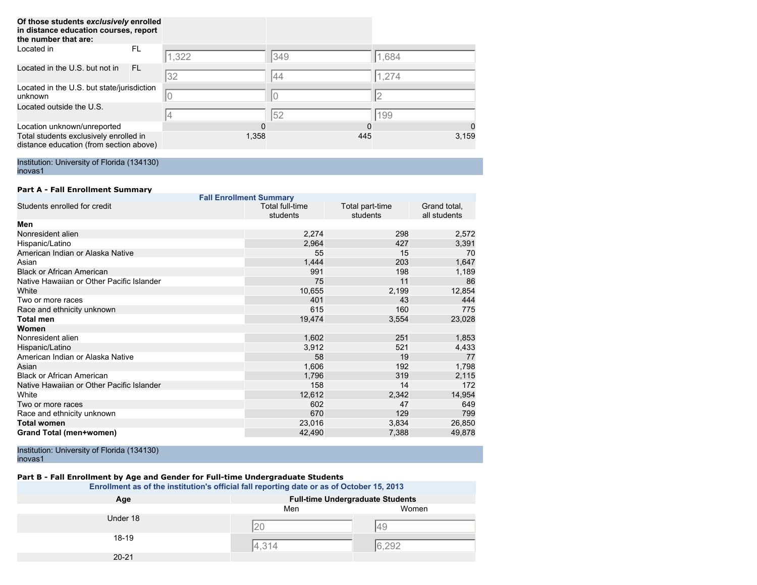| Of those students *exclusively* enrolled in distance education courses, report the number that are: | | | | |
|---|---|---|---|---|
| Located in | FL | 1,322 | 349 | 1,684 |
| Located in the U.S. but not in | FL | 32 | 44 | 1,274 |
| Located in the U.S. but state/jurisdiction unknown | | 0 | 0 | 2 |
| Located outside the U.S. | | 4 | 52 | 199 |
| Location unknown/unreported | | 0 | 0 | 0 |
| Total students exclusively enrolled in distance education (from section above) | | 1,358 | 445 | 3,159 |

Institution: University of Florida (134130)
inovas1

**Part A - Fall Enrollment Summary**

| Fall Enrollment Summary | | | |
|---|---|---|---|
| Students enrolled for credit | Total full-time students | Total part-time students | Grand total, all students |
| **Men** | | | |
| Nonresident alien | 2,274 | 298 | 2,572 |
| Hispanic/Latino | 2,964 | 427 | 3,391 |
| American Indian or Alaska Native | 55 | 15 | 70 |
| Asian | 1,444 | 203 | 1,647 |
| Black or African American | 991 | 198 | 1,189 |
| Native Hawaiian or Other Pacific Islander | 75 | 11 | 86 |
| White | 10,655 | 2,199 | 12,854 |
| Two or more races | 401 | 43 | 444 |
| Race and ethnicity unknown | 615 | 160 | 775 |
| **Total men** | 19,474 | 3,554 | 23,028 |
| **Women** | | | |
| Nonresident alien | 1,602 | 251 | 1,853 |
| Hispanic/Latino | 3,912 | 521 | 4,433 |
| American Indian or Alaska Native | 58 | 19 | 77 |
| Asian | 1,606 | 192 | 1,798 |
| Black or African American | 1,796 | 319 | 2,115 |
| Native Hawaiian or Other Pacific Islander | 158 | 14 | 172 |
| White | 12,612 | 2,342 | 14,954 |
| Two or more races | 602 | 47 | 649 |
| Race and ethnicity unknown | 670 | 129 | 799 |
| **Total women** | 23,016 | 3,834 | 26,850 |
| **Grand Total (men+women)** | 42,490 | 7,388 | 49,878 |

Institution: University of Florida (134130)
inovas1

**Part B - Fall Enrollment by Age and Gender for Full-time Undergraduate Students**

| Enrollment as of the institution's official fall reporting date or as of October 15, 2013 | | |
|---|---|---|
| **Age** | **Full-time Undergraduate Students** | |
| | Men | Women |
| Under 18 | 20 | 49 |
| 18-19 | 4,314 | 6,292 |
| 20-21 | | |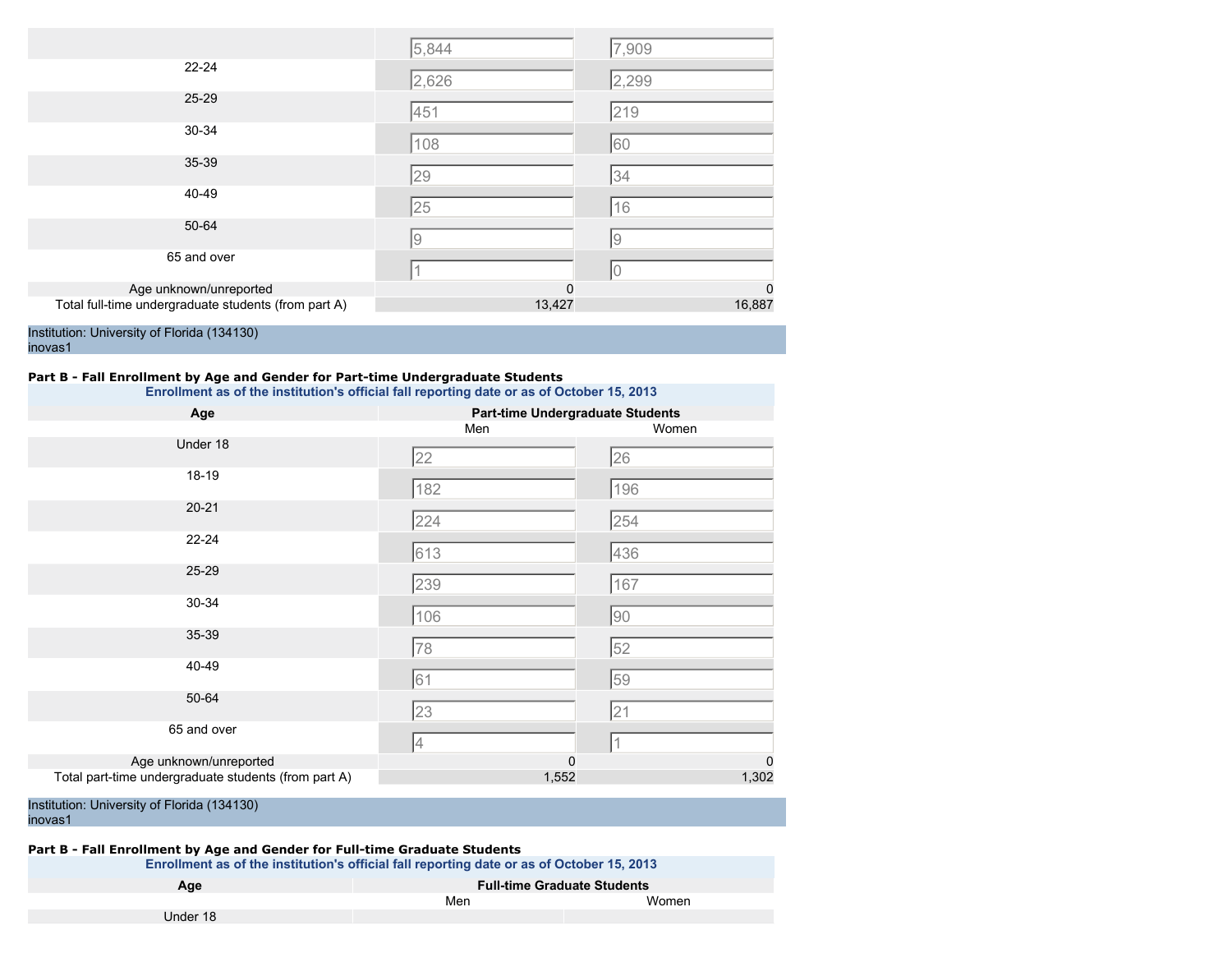| Age | Men | Women |
|---|---|---|
| | 5,844 | 7,909 |
| 22-24 | 2,626 | 2,299 |
| 25-29 | 451 | 219 |
| 30-34 | 108 | 60 |
| 35-39 | 29 | 34 |
| 40-49 | 25 | 16 |
| 50-64 | 9 | 9 |
| 65 and over | 1 | 0 |
| Age unknown/unreported | 0 | 0 |
| Total full-time undergraduate students (from part A) | 13,427 | 16,887 |

Institution: University of Florida (134130)
inovas1

**Part B - Fall Enrollment by Age and Gender for Part-time Undergraduate Students**

**Enrollment as of the institution's official fall reporting date or as of October 15, 2013**

| Age | Part-time Undergraduate Students | |
|---|---|---|
| | Men | Women |
| Under 18 | 22 | 26 |
| 18-19 | 182 | 196 |
| 20-21 | 224 | 254 |
| 22-24 | 613 | 436 |
| 25-29 | 239 | 167 |
| 30-34 | 106 | 90 |
| 35-39 | 78 | 52 |
| 40-49 | 61 | 59 |
| 50-64 | 23 | 21 |
| 65 and over | 4 | 1 |
| Age unknown/unreported | 0 | 0 |
| Total part-time undergraduate students (from part A) | 1,552 | 1,302 |

Institution: University of Florida (134130)
inovas1

**Part B - Fall Enrollment by Age and Gender for Full-time Graduate Students**

**Enrollment as of the institution's official fall reporting date or as of October 15, 2013**

| Age | Full-time Graduate Students | |
|---|---|---|
| | Men | Women |
| Under 18 | | |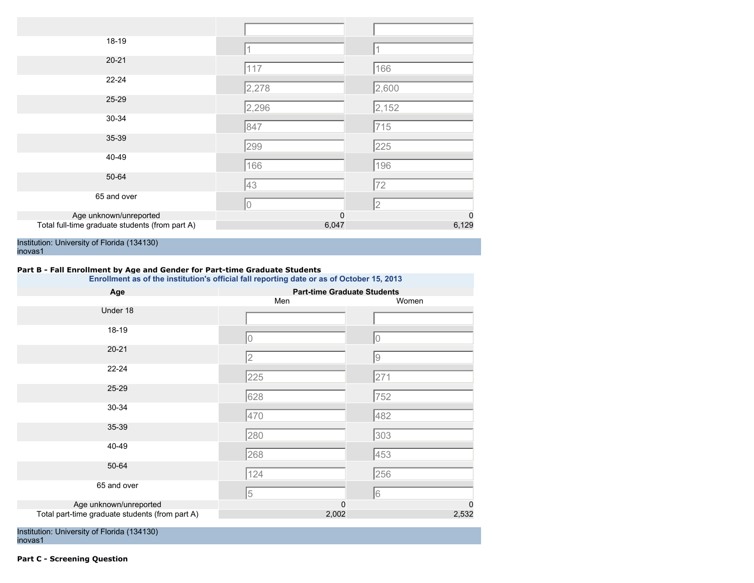| | | |
|---|---|---|
| | | |
| 18-19 | 1 | 1 |
| 20-21 | 117 | 166 |
| 22-24 | 2,278 | 2,600 |
| 25-29 | 2,296 | 2,152 |
| 30-34 | 847 | 715 |
| 35-39 | 299 | 225 |
| 40-49 | 166 | 196 |
| 50-64 | 43 | 72 |
| 65 and over | 0 | 2 |
| Age unknown/unreported | 0 | 0 |
| Total full-time graduate students (from part A) | 6,047 | 6,129 |

Institution: University of Florida (134130)
inovas1

**Part B - Fall Enrollment by Age and Gender for Part-time Graduate Students**

**Enrollment as of the institution's official fall reporting date or as of October 15, 2013**

| Age | Part-time Graduate Students | |
|---|---|---|
| | Men | Women |
| Under 18 | | |
| 18-19 | 0 | 0 |
| 20-21 | 2 | 9 |
| 22-24 | 225 | 271 |
| 25-29 | 628 | 752 |
| 30-34 | 470 | 482 |
| 35-39 | 280 | 303 |
| 40-49 | 268 | 453 |
| 50-64 | 124 | 256 |
| 65 and over | 5 | 6 |
| Age unknown/unreported | 0 | 0 |
| Total part-time graduate students (from part A) | 2,002 | 2,532 |

Institution: University of Florida (134130)
inovas1

**Part C - Screening Question**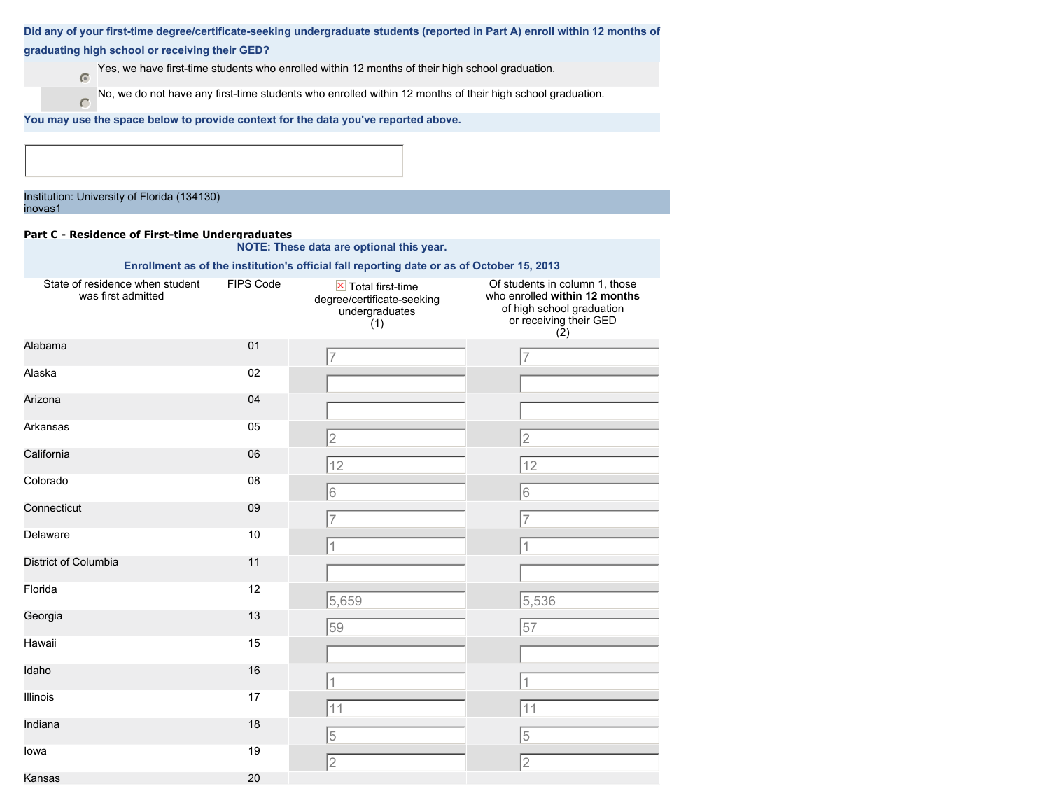**Did any of your first-time degree/certificate-seeking undergraduate students (reported in Part A) enroll within 12 months of graduating high school or receiving their GED?**

- (selected) Yes, we have first-time students who enrolled within 12 months of their high school graduation.
- No, we do not have any first-time students who enrolled within 12 months of their high school graduation.

**You may use the space below to provide context for the data you've reported above.**

Institution: University of Florida (134130)
inovas1

**Part C - Residence of First-time Undergraduates**

**NOTE: These data are optional this year.**

**Enrollment as of the institution's official fall reporting date or as of October 15, 2013**

| State of residence when student was first admitted | FIPS Code | Total first-time degree/certificate-seeking undergraduates (1) | Of students in column 1, those who enrolled **within 12 months** of high school graduation or receiving their GED (2) |
|---|---|---|---|
| Alabama | 01 | 7 | 7 |
| Alaska | 02 | | |
| Arizona | 04 | | |
| Arkansas | 05 | 2 | 2 |
| California | 06 | 12 | 12 |
| Colorado | 08 | 6 | 6 |
| Connecticut | 09 | 7 | 7 |
| Delaware | 10 | 1 | 1 |
| District of Columbia | 11 | | |
| Florida | 12 | 5,659 | 5,536 |
| Georgia | 13 | 59 | 57 |
| Hawaii | 15 | | |
| Idaho | 16 | 1 | 1 |
| Illinois | 17 | 11 | 11 |
| Indiana | 18 | 5 | 5 |
| Iowa | 19 | 2 | 2 |
| Kansas | 20 | | |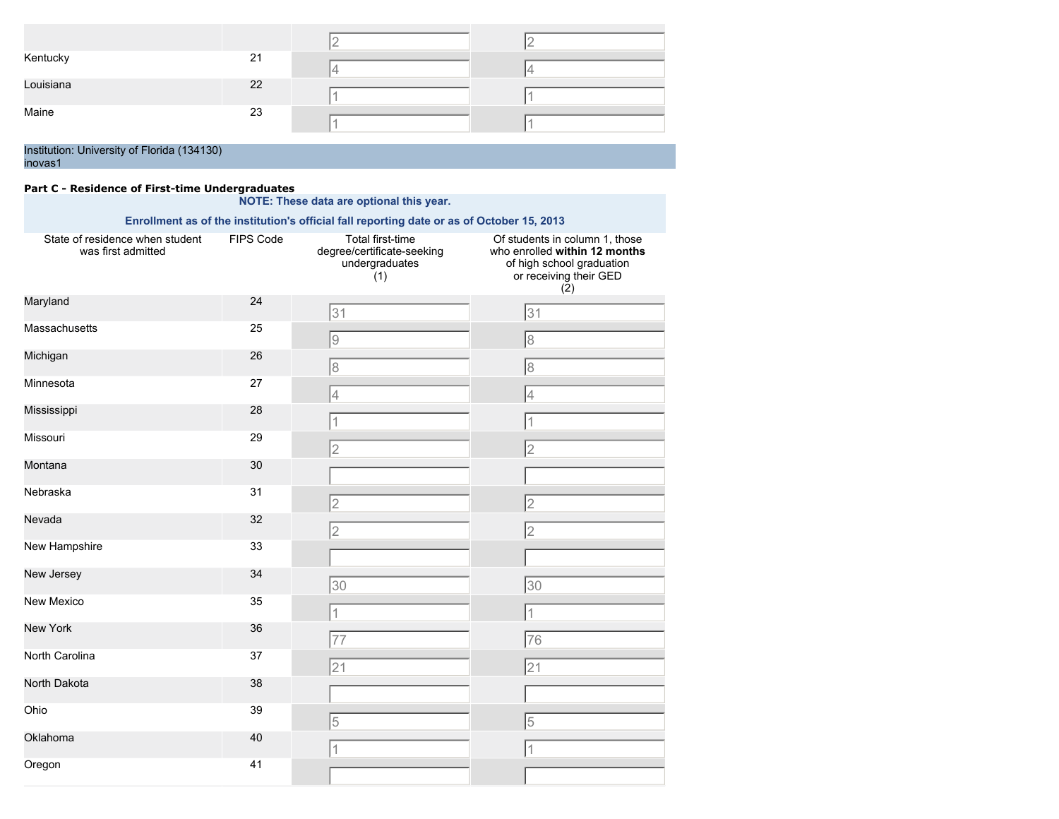| | | | |
|---|---|---|---|
| | | 2 | 2 |
| Kentucky | 21 | 4 | 4 |
| Louisiana | 22 | 1 | 1 |
| Maine | 23 | 1 | 1 |

Institution: University of Florida (134130)
inovas1

**Part C - Residence of First-time Undergraduates**

**NOTE: These data are optional this year.**

**Enrollment as of the institution's official fall reporting date or as of October 15, 2013**

| State of residence when student was first admitted | FIPS Code | Total first-time degree/certificate-seeking undergraduates (1) | Of students in column 1, those who enrolled **within 12 months** of high school graduation or receiving their GED (2) |
|---|---|---|---|
| Maryland | 24 | 31 | 31 |
| Massachusetts | 25 | 9 | 8 |
| Michigan | 26 | 8 | 8 |
| Minnesota | 27 | 4 | 4 |
| Mississippi | 28 | 1 | 1 |
| Missouri | 29 | 2 | 2 |
| Montana | 30 | | |
| Nebraska | 31 | 2 | 2 |
| Nevada | 32 | 2 | 2 |
| New Hampshire | 33 | | |
| New Jersey | 34 | 30 | 30 |
| New Mexico | 35 | 1 | 1 |
| New York | 36 | 77 | 76 |
| North Carolina | 37 | 21 | 21 |
| North Dakota | 38 | | |
| Ohio | 39 | 5 | 5 |
| Oklahoma | 40 | 1 | 1 |
| Oregon | 41 | | |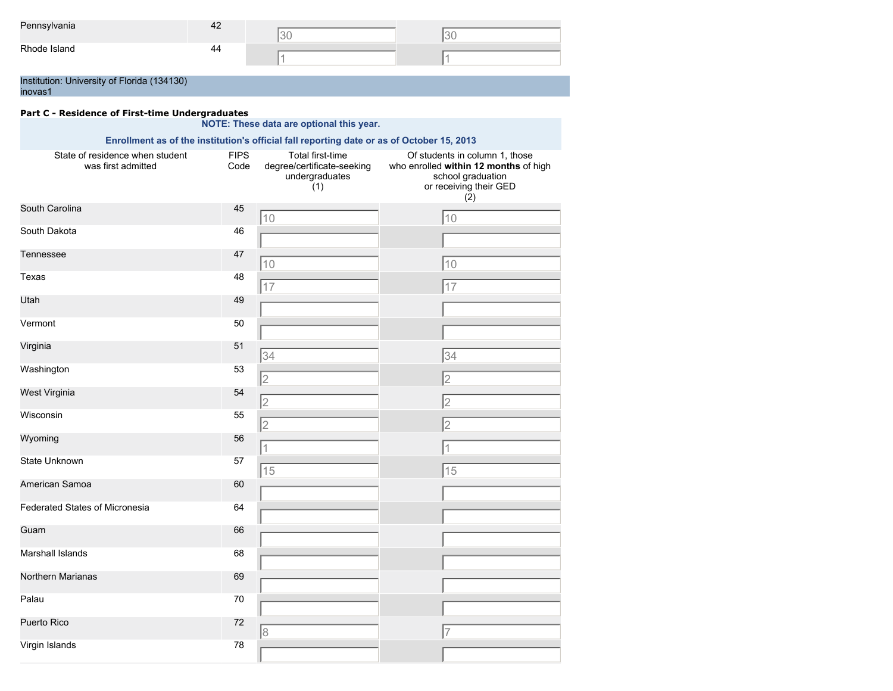| | | | |
|---|---|---|---|
| Pennsylvania | 42 | 30 | 30 |
| Rhode Island | 44 | 1 | 1 |

Institution: University of Florida (134130)
inovas1

**Part C - Residence of First-time Undergraduates**

**NOTE: These data are optional this year.**

**Enrollment as of the institution's official fall reporting date or as of October 15, 2013**

| State of residence when student was first admitted | FIPS Code | Total first-time degree/certificate-seeking undergraduates (1) | Of students in column 1, those who enrolled **within 12 months** of high school graduation or receiving their GED (2) |
|---|---|---|---|
| South Carolina | 45 | 10 | 10 |
| South Dakota | 46 | | |
| Tennessee | 47 | 10 | 10 |
| Texas | 48 | 17 | 17 |
| Utah | 49 | | |
| Vermont | 50 | | |
| Virginia | 51 | 34 | 34 |
| Washington | 53 | 2 | 2 |
| West Virginia | 54 | 2 | 2 |
| Wisconsin | 55 | 2 | 2 |
| Wyoming | 56 | 1 | 1 |
| State Unknown | 57 | 15 | 15 |
| American Samoa | 60 | | |
| Federated States of Micronesia | 64 | | |
| Guam | 66 | | |
| Marshall Islands | 68 | | |
| Northern Marianas | 69 | | |
| Palau | 70 | | |
| Puerto Rico | 72 | 8 | 7 |
| Virgin Islands | 78 | | |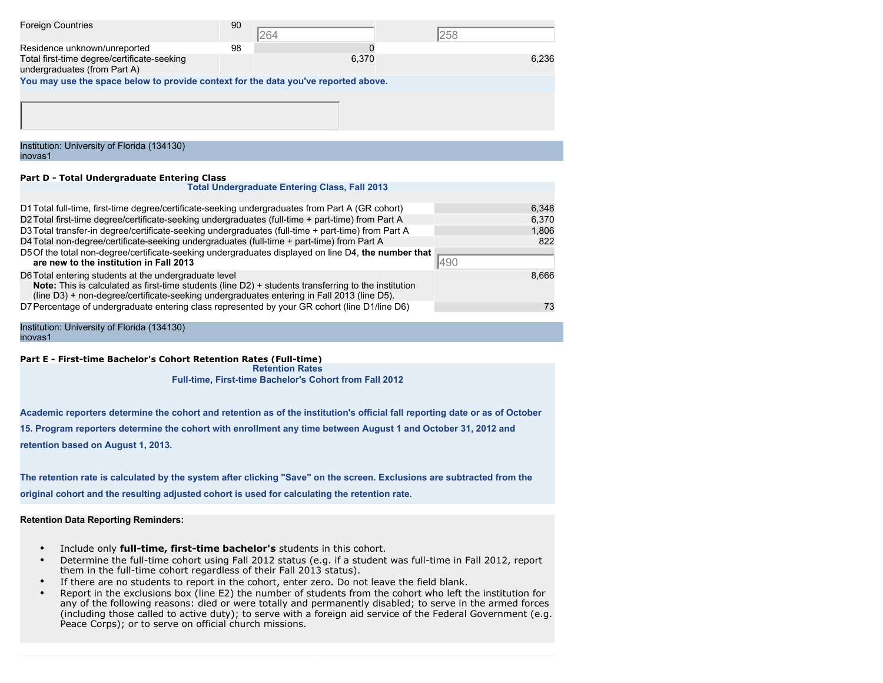| | | | |
|---|---|---|---|
| Foreign Countries | 90 | 264 | 258 |
| Residence unknown/unreported | 98 | 0 | |
| Total first-time degree/certificate-seeking undergraduates (from Part A) | | 6,370 | 6,236 |

**You may use the space below to provide context for the data you've reported above.**

Institution: University of Florida (134130)
inovas1

## Part D - Total Undergraduate Entering Class

**Total Undergraduate Entering Class, Fall 2013**

| | | |
|---|---|---|
| D1 | Total full-time, first-time degree/certificate-seeking undergraduates from Part A (GR cohort) | 6,348 |
| D2 | Total first-time degree/certificate-seeking undergraduates (full-time + part-time) from Part A | 6,370 |
| D3 | Total transfer-in degree/certificate-seeking undergraduates (full-time + part-time) from Part A | 1,806 |
| D4 | Total non-degree/certificate-seeking undergraduates (full-time + part-time) from Part A | 822 |
| D5 | Of the total non-degree/certificate-seeking undergraduates displayed on line D4, **the number that are new to the institution in Fall 2013** | 490 |
| D6 | Total entering students at the undergraduate level<br>**Note:** This is calculated as first-time students (line D2) + students transferring to the institution (line D3) + non-degree/certificate-seeking undergraduates entering in Fall 2013 (line D5). | 8,666 |
| D7 | Percentage of undergraduate entering class represented by your GR cohort (line D1/line D6) | 73 |

Institution: University of Florida (134130)
inovas1

## Part E - First-time Bachelor's Cohort Retention Rates (Full-time)

**Retention Rates**

**Full-time, First-time Bachelor's Cohort from Fall 2012**

**Academic reporters determine the cohort and retention as of the institution's official fall reporting date or as of October 15. Program reporters determine the cohort with enrollment any time between August 1 and October 31, 2012 and retention based on August 1, 2013.**

**The retention rate is calculated by the system after clicking "Save" on the screen. Exclusions are subtracted from the original cohort and the resulting adjusted cohort is used for calculating the retention rate.**

**Retention Data Reporting Reminders:**

- Include only **full-time, first-time bachelor's** students in this cohort.
- Determine the full-time cohort using Fall 2012 status (e.g. if a student was full-time in Fall 2012, report them in the full-time cohort regardless of their Fall 2013 status).
- If there are no students to report in the cohort, enter zero. Do not leave the field blank.
- Report in the exclusions box (line E2) the number of students from the cohort who left the institution for any of the following reasons: died or were totally and permanently disabled; to serve in the armed forces (including those called to active duty); to serve with a foreign aid service of the Federal Government (e.g. Peace Corps); or to serve on official church missions.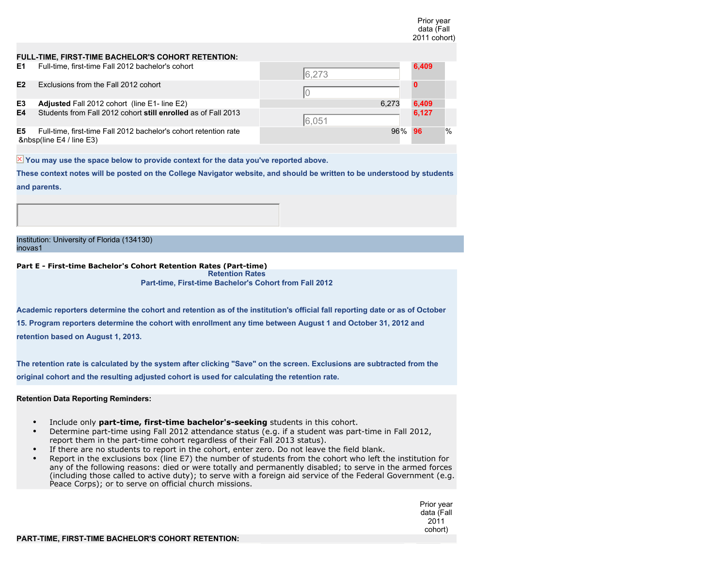| | | | Prior year data (Fall 2011 cohort) | |
|---|---|---|---|---|
| **FULL-TIME, FIRST-TIME BACHELOR'S COHORT RETENTION:** | | | | |
| **E1** | Full-time, first-time Fall 2012 bachelor's cohort | 6,273 | 6,409 | |
| **E2** | Exclusions from the Fall 2012 cohort | 0 | 0 | |
| **E3** | **Adjusted** Fall 2012 cohort (line E1- line E2) | 6,273 | 6,409 | |
| **E4** | Students from Fall 2012 cohort **still enrolled** as of Fall 2013 | 6,051 | 6,127 | |
| **E5** | Full-time, first-time Fall 2012 bachelor's cohort retention rate &nbsp(line E4 / line E3) | 96% | 96 | % |

**You may use the space below to provide context for the data you've reported above.**

**These context notes will be posted on the College Navigator website, and should be written to be understood by students and parents.**

Institution: University of Florida (134130)
inovas1

**Part E - First-time Bachelor's Cohort Retention Rates (Part-time)**

**Retention Rates**
**Part-time, First-time Bachelor's Cohort from Fall 2012**

**Academic reporters determine the cohort and retention as of the institution's official fall reporting date or as of October 15. Program reporters determine the cohort with enrollment any time between August 1 and October 31, 2012 and retention based on August 1, 2013.**

**The retention rate is calculated by the system after clicking "Save" on the screen. Exclusions are subtracted from the original cohort and the resulting adjusted cohort is used for calculating the retention rate.**

**Retention Data Reporting Reminders:**

- Include only **part-time, first-time bachelor's-seeking** students in this cohort.
- Determine part-time using Fall 2012 attendance status (e.g. if a student was part-time in Fall 2012, report them in the part-time cohort regardless of their Fall 2013 status).
- If there are no students to report in the cohort, enter zero. Do not leave the field blank.
- Report in the exclusions box (line E7) the number of students from the cohort who left the institution for any of the following reasons: died or were totally and permanently disabled; to serve in the armed forces (including those called to active duty); to serve with a foreign aid service of the Federal Government (e.g. Peace Corps); or to serve on official church missions.

Prior year data (Fall 2011 cohort)

**PART-TIME, FIRST-TIME BACHELOR'S COHORT RETENTION:**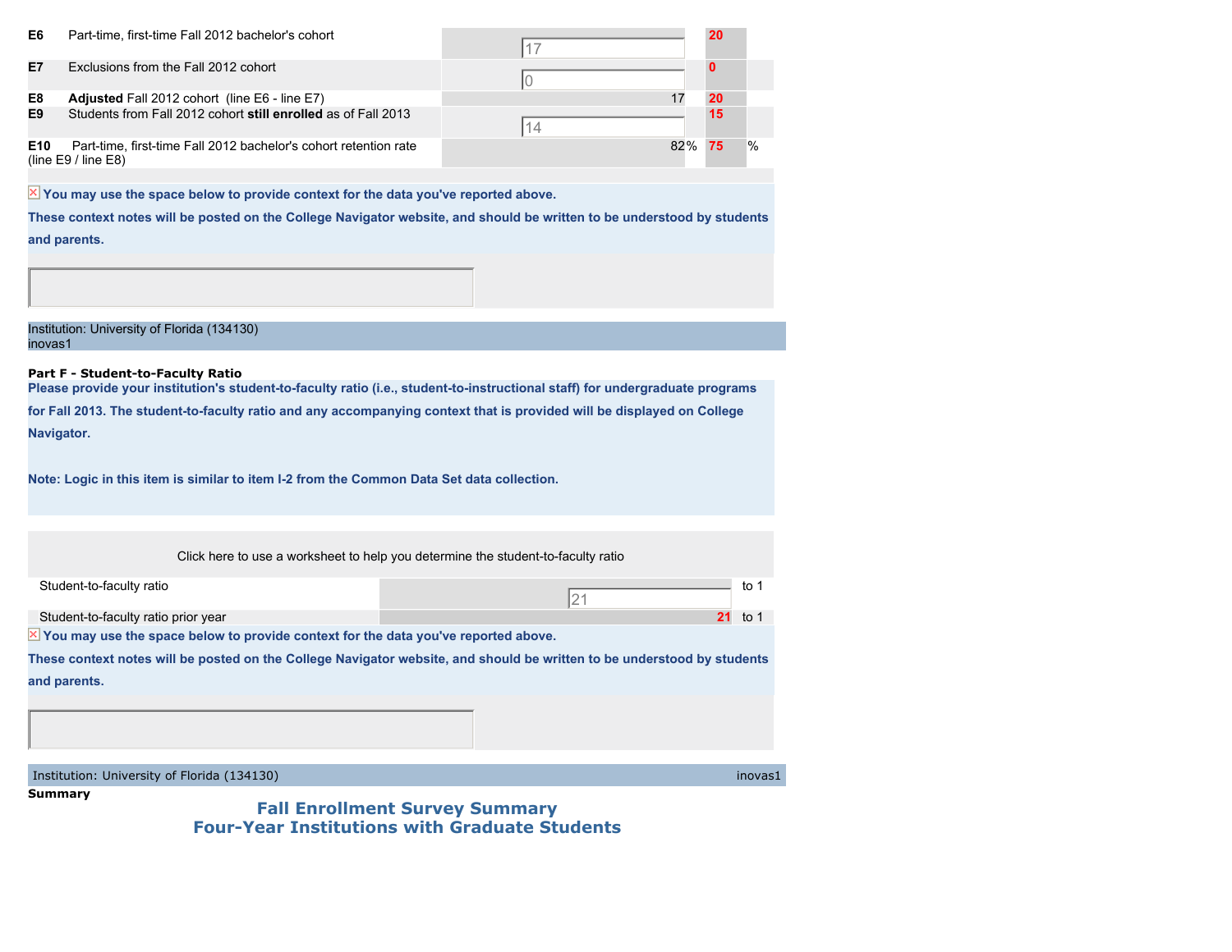| | | Current | Prior year | |
|---|---|---|---|---|
| E6 | Part-time, first-time Fall 2012 bachelor's cohort | 17 | 20 | |
| E7 | Exclusions from the Fall 2012 cohort | 0 | 0 | |
| E8 | **Adjusted** Fall 2012 cohort (line E6 - line E7) | 17 | 20 | |
| E9 | Students from Fall 2012 cohort **still enrolled** as of Fall 2013 | 14 | 15 | |
| E10 | Part-time, first-time Fall 2012 bachelor's cohort retention rate (line E9 / line E8) | 82% | 75 | % |

**You may use the space below to provide context for the data you've reported above.**

**These context notes will be posted on the College Navigator website, and should be written to be understood by students and parents.**

Institution: University of Florida (134130)
inovas1

**Part F - Student-to-Faculty Ratio**

**Please provide your institution's student-to-faculty ratio (i.e., student-to-instructional staff) for undergraduate programs for Fall 2013. The student-to-faculty ratio and any accompanying context that is provided will be displayed on College Navigator.**

**Note: Logic in this item is similar to item I-2 from the Common Data Set data collection.**

Click here to use a worksheet to help you determine the student-to-faculty ratio

| | | |
|---|---|---|
| Student-to-faculty ratio | 21 | to 1 |
| Student-to-faculty ratio prior year | 21 | to 1 |

**You may use the space below to provide context for the data you've reported above.**

**These context notes will be posted on the College Navigator website, and should be written to be understood by students and parents.**

Institution: University of Florida (134130) inovas1

**Summary**

## Fall Enrollment Survey Summary
## Four-Year Institutions with Graduate Students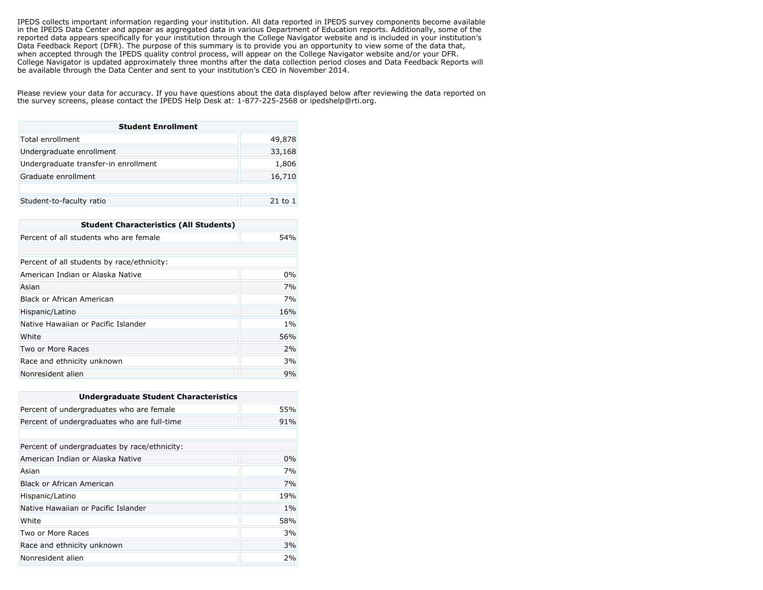IPEDS collects important information regarding your institution. All data reported in IPEDS survey components become available in the IPEDS Data Center and appear as aggregated data in various Department of Education reports. Additionally, some of the reported data appears specifically for your institution through the College Navigator website and is included in your institution's Data Feedback Report (DFR). The purpose of this summary is to provide you an opportunity to view some of the data that, when accepted through the IPEDS quality control process, will appear on the College Navigator website and/or your DFR. College Navigator is updated approximately three months after the data collection period closes and Data Feedback Reports will be available through the Data Center and sent to your institution's CEO in November 2014.

Please review your data for accuracy. If you have questions about the data displayed below after reviewing the data reported on the survey screens, please contact the IPEDS Help Desk at: 1-877-225-2568 or ipedshelp@rti.org.

| Student Enrollment | |
|---|---|
| Total enrollment | 49,878 |
| Undergraduate enrollment | 33,168 |
| Undergraduate transfer-in enrollment | 1,806 |
| Graduate enrollment | 16,710 |
| | |
| Student-to-faculty ratio | 21 to 1 |

| Student Characteristics (All Students) | |
|---|---|
| Percent of all students who are female | 54% |
| | |
| Percent of all students by race/ethnicity: | |
| American Indian or Alaska Native | 0% |
| Asian | 7% |
| Black or African American | 7% |
| Hispanic/Latino | 16% |
| Native Hawaiian or Pacific Islander | 1% |
| White | 56% |
| Two or More Races | 2% |
| Race and ethnicity unknown | 3% |
| Nonresident alien | 9% |

| Undergraduate Student Characteristics | |
|---|---|
| Percent of undergraduates who are female | 55% |
| Percent of undergraduates who are full-time | 91% |
| | |
| Percent of undergraduates by race/ethnicity: | |
| American Indian or Alaska Native | 0% |
| Asian | 7% |
| Black or African American | 7% |
| Hispanic/Latino | 19% |
| Native Hawaiian or Pacific Islander | 1% |
| White | 58% |
| Two or More Races | 3% |
| Race and ethnicity unknown | 3% |
| Nonresident alien | 2% |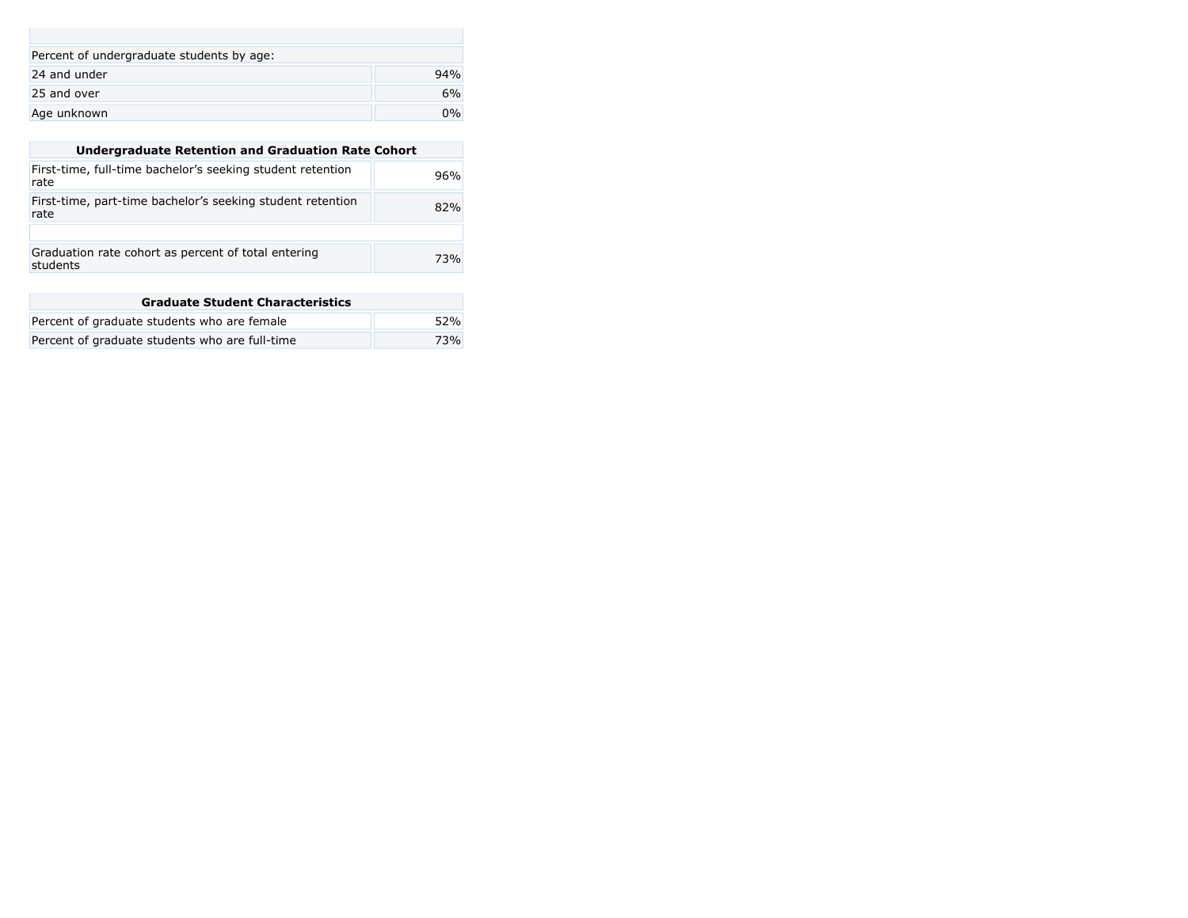| | |
|---|---|
| Percent of undergraduate students by age: | |
| 24 and under | 94% |
| 25 and over | 6% |
| Age unknown | 0% |

| Undergraduate Retention and Graduation Rate Cohort | |
|---|---|
| First-time, full-time bachelor’s seeking student retention rate | 96% |
| First-time, part-time bachelor’s seeking student retention rate | 82% |
| | |
| Graduation rate cohort as percent of total entering students | 73% |

| Graduate Student Characteristics | |
|---|---|
| Percent of graduate students who are female | 52% |
| Percent of graduate students who are full-time | 73% |